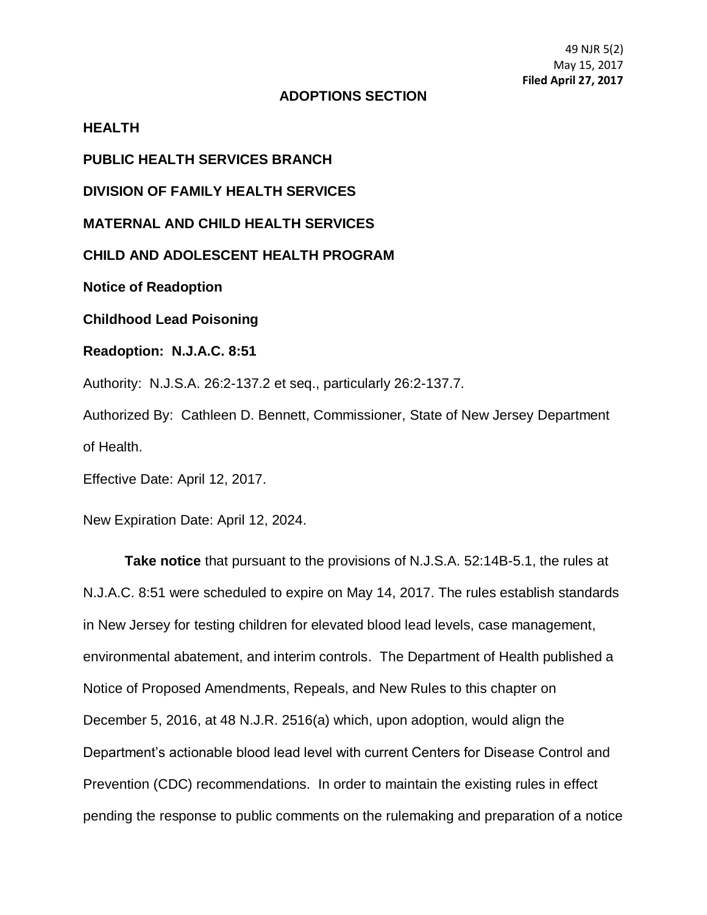49 NJR 5(2)
May 15, 2017
**Filed April 27, 2017**

## ADOPTIONS SECTION

**HEALTH**

**PUBLIC HEALTH SERVICES BRANCH**

**DIVISION OF FAMILY HEALTH SERVICES**

**MATERNAL AND CHILD HEALTH SERVICES**

**CHILD AND ADOLESCENT HEALTH PROGRAM**

**Notice of Readoption**

**Childhood Lead Poisoning**

**Readoption: N.J.A.C. 8:51**

Authority: N.J.S.A. 26:2-137.2 et seq., particularly 26:2-137.7.

Authorized By: Cathleen D. Bennett, Commissioner, State of New Jersey Department of Health.

Effective Date: April 12, 2017.

New Expiration Date: April 12, 2024.

**Take notice** that pursuant to the provisions of N.J.S.A. 52:14B-5.1, the rules at N.J.A.C. 8:51 were scheduled to expire on May 14, 2017. The rules establish standards in New Jersey for testing children for elevated blood lead levels, case management, environmental abatement, and interim controls. The Department of Health published a Notice of Proposed Amendments, Repeals, and New Rules to this chapter on December 5, 2016, at 48 N.J.R. 2516(a) which, upon adoption, would align the Department's actionable blood lead level with current Centers for Disease Control and Prevention (CDC) recommendations. In order to maintain the existing rules in effect pending the response to public comments on the rulemaking and preparation of a notice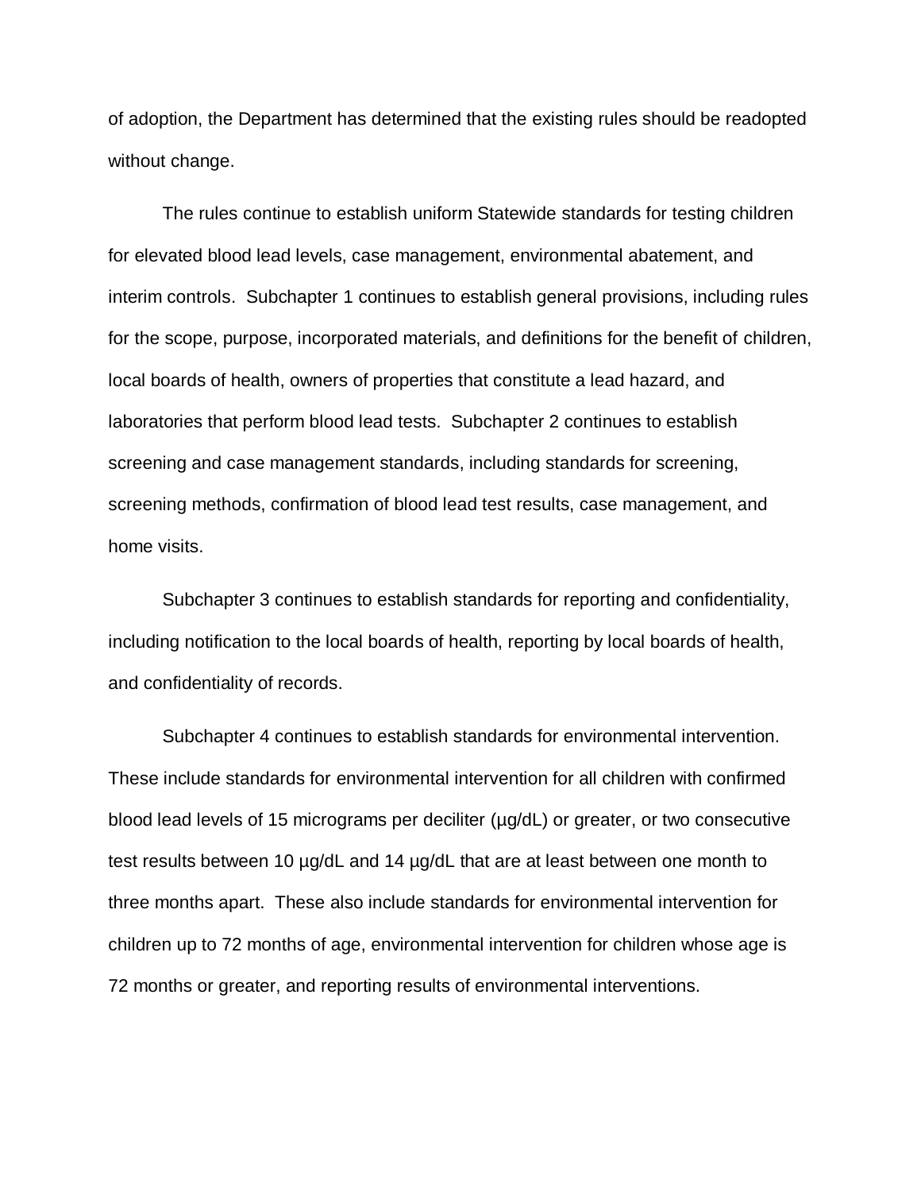of adoption, the Department has determined that the existing rules should be readopted without change.

The rules continue to establish uniform Statewide standards for testing children for elevated blood lead levels, case management, environmental abatement, and interim controls. Subchapter 1 continues to establish general provisions, including rules for the scope, purpose, incorporated materials, and definitions for the benefit of children, local boards of health, owners of properties that constitute a lead hazard, and laboratories that perform blood lead tests. Subchapter 2 continues to establish screening and case management standards, including standards for screening, screening methods, confirmation of blood lead test results, case management, and home visits.

Subchapter 3 continues to establish standards for reporting and confidentiality, including notification to the local boards of health, reporting by local boards of health, and confidentiality of records.

Subchapter 4 continues to establish standards for environmental intervention. These include standards for environmental intervention for all children with confirmed blood lead levels of 15 micrograms per deciliter (µg/dL) or greater, or two consecutive test results between 10 µg/dL and 14 µg/dL that are at least between one month to three months apart. These also include standards for environmental intervention for children up to 72 months of age, environmental intervention for children whose age is 72 months or greater, and reporting results of environmental interventions.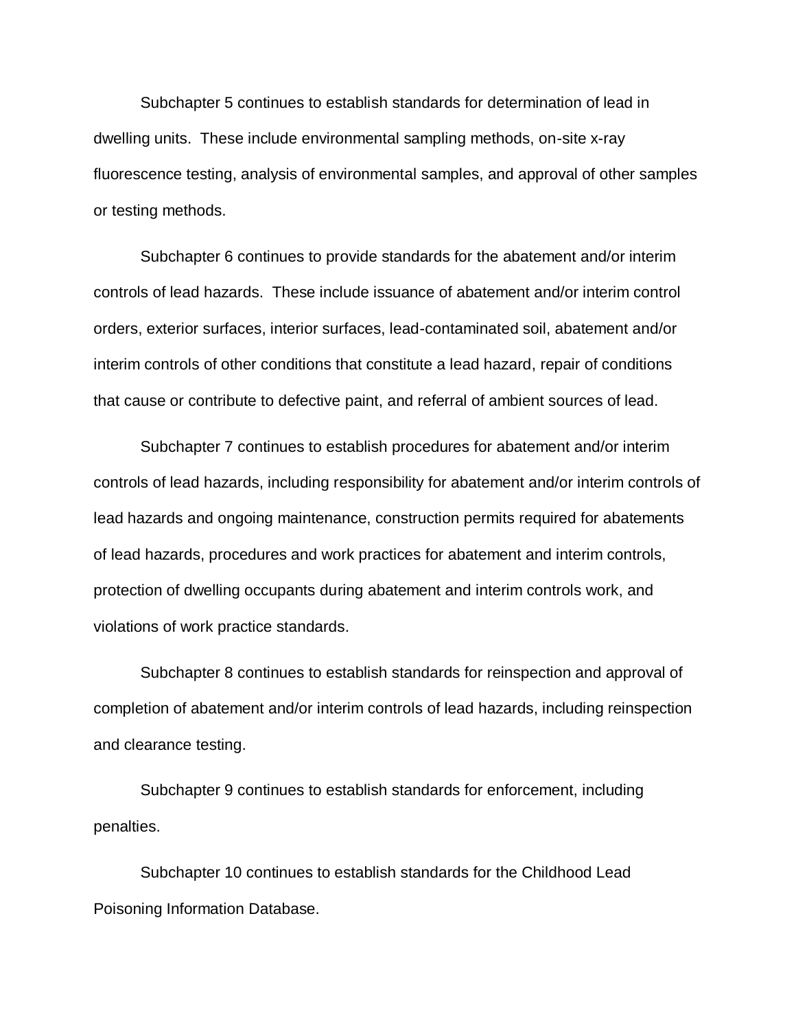Subchapter 5 continues to establish standards for determination of lead in dwelling units. These include environmental sampling methods, on-site x-ray fluorescence testing, analysis of environmental samples, and approval of other samples or testing methods.

Subchapter 6 continues to provide standards for the abatement and/or interim controls of lead hazards. These include issuance of abatement and/or interim control orders, exterior surfaces, interior surfaces, lead-contaminated soil, abatement and/or interim controls of other conditions that constitute a lead hazard, repair of conditions that cause or contribute to defective paint, and referral of ambient sources of lead.

Subchapter 7 continues to establish procedures for abatement and/or interim controls of lead hazards, including responsibility for abatement and/or interim controls of lead hazards and ongoing maintenance, construction permits required for abatements of lead hazards, procedures and work practices for abatement and interim controls, protection of dwelling occupants during abatement and interim controls work, and violations of work practice standards.

Subchapter 8 continues to establish standards for reinspection and approval of completion of abatement and/or interim controls of lead hazards, including reinspection and clearance testing.

Subchapter 9 continues to establish standards for enforcement, including penalties.

Subchapter 10 continues to establish standards for the Childhood Lead Poisoning Information Database.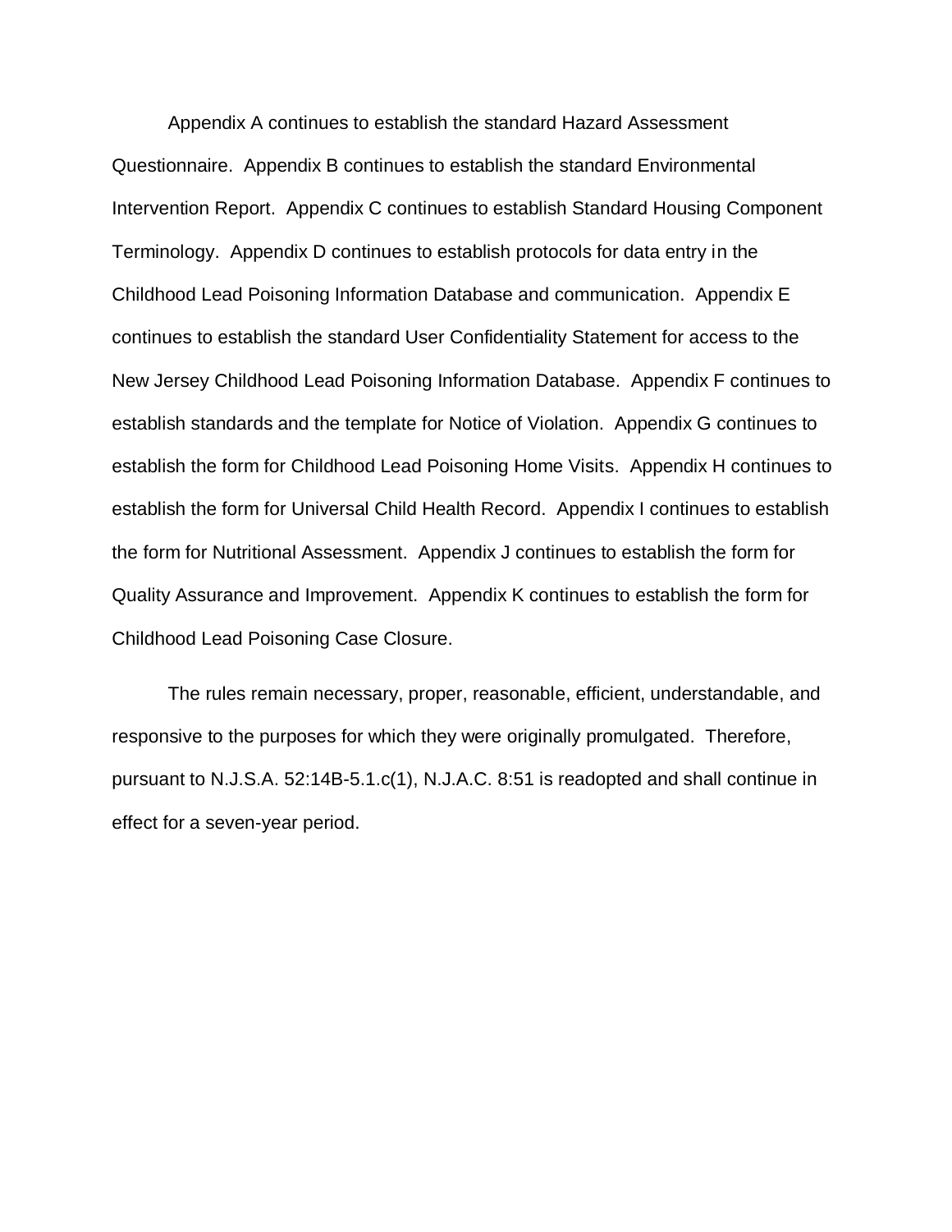Appendix A continues to establish the standard Hazard Assessment Questionnaire. Appendix B continues to establish the standard Environmental Intervention Report. Appendix C continues to establish Standard Housing Component Terminology. Appendix D continues to establish protocols for data entry in the Childhood Lead Poisoning Information Database and communication. Appendix E continues to establish the standard User Confidentiality Statement for access to the New Jersey Childhood Lead Poisoning Information Database. Appendix F continues to establish standards and the template for Notice of Violation. Appendix G continues to establish the form for Childhood Lead Poisoning Home Visits. Appendix H continues to establish the form for Universal Child Health Record. Appendix I continues to establish the form for Nutritional Assessment. Appendix J continues to establish the form for Quality Assurance and Improvement. Appendix K continues to establish the form for Childhood Lead Poisoning Case Closure.

The rules remain necessary, proper, reasonable, efficient, understandable, and responsive to the purposes for which they were originally promulgated. Therefore, pursuant to N.J.S.A. 52:14B-5.1.c(1), N.J.A.C. 8:51 is readopted and shall continue in effect for a seven-year period.